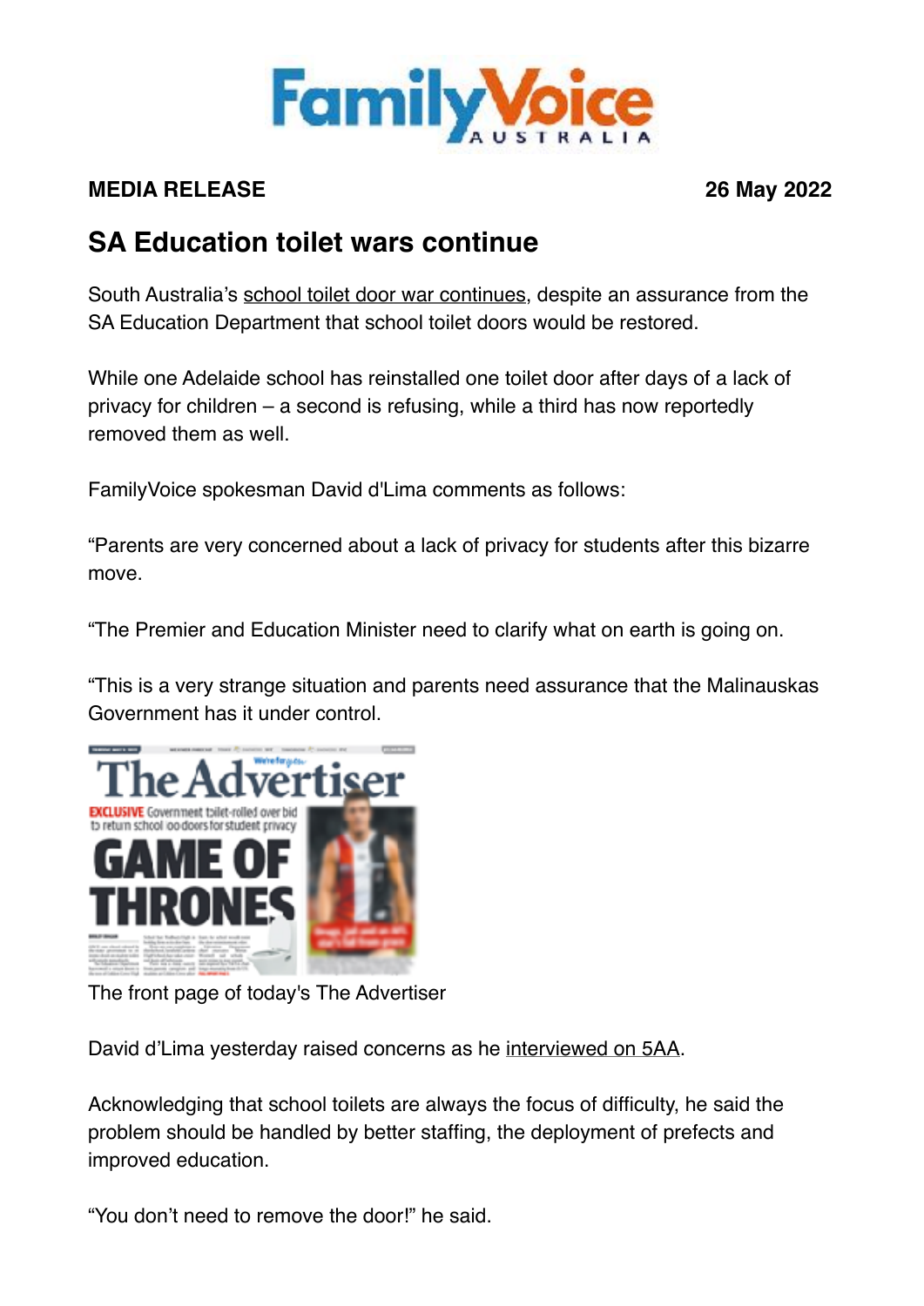FamilyVoice AUSTRALIA

**MEDIA RELEASE** **26 May 2022**

# SA Education toilet wars continue

South Australia's school toilet door war continues, despite an assurance from the SA Education Department that school toilet doors would be restored.

While one Adelaide school has reinstalled one toilet door after days of a lack of privacy for children – a second is refusing, while a third has now reportedly removed them as well.

FamilyVoice spokesman David d'Lima comments as follows:

"Parents are very concerned about a lack of privacy for students after this bizarre move.

"The Premier and Education Minister need to clarify what on earth is going on.

"This is a very strange situation and parents need assurance that the Malinauskas Government has it under control.

The front page of today's The Advertiser

David d'Lima yesterday raised concerns as he interviewed on 5AA.

Acknowledging that school toilets are always the focus of difficulty, he said the problem should be handled by better staffing, the deployment of prefects and improved education.

"You don't need to remove the door!" he said.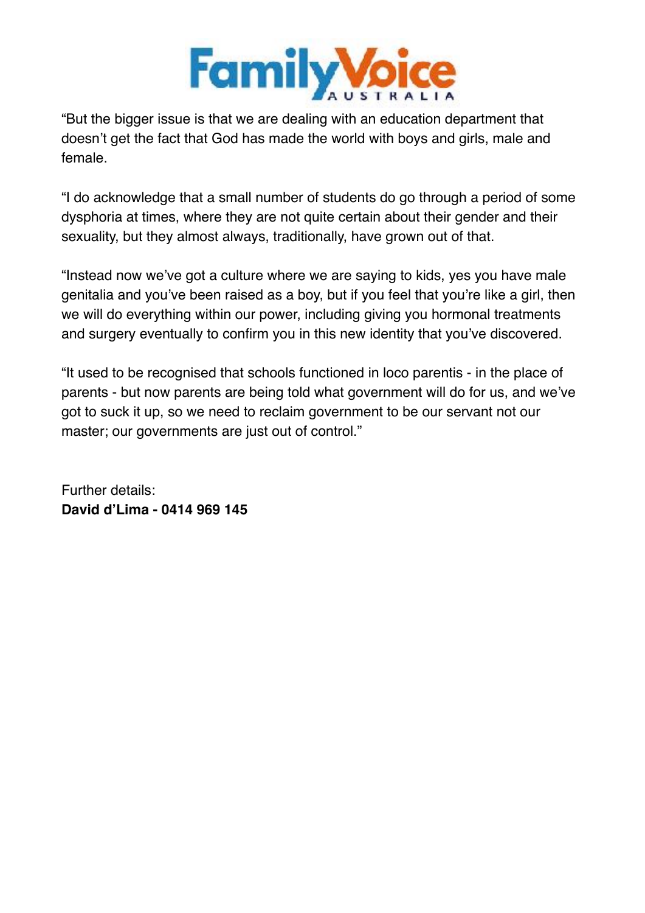FamilyVoice AUSTRALIA

"But the bigger issue is that we are dealing with an education department that doesn't get the fact that God has made the world with boys and girls, male and female.

"I do acknowledge that a small number of students do go through a period of some dysphoria at times, where they are not quite certain about their gender and their sexuality, but they almost always, traditionally, have grown out of that.

"Instead now we've got a culture where we are saying to kids, yes you have male genitalia and you've been raised as a boy, but if you feel that you're like a girl, then we will do everything within our power, including giving you hormonal treatments and surgery eventually to confirm you in this new identity that you've discovered.

"It used to be recognised that schools functioned in loco parentis - in the place of parents - but now parents are being told what government will do for us, and we've got to suck it up, so we need to reclaim government to be our servant not our master; our governments are just out of control."

Further details:
**David d'Lima - 0414 969 145**